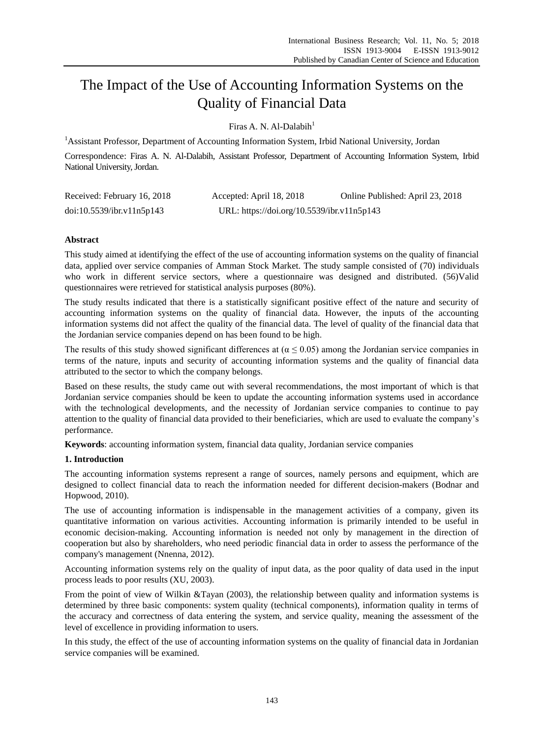# The Impact of the Use of Accounting Information Systems on the Quality of Financial Data

Firas A. N. Al-Dalabih[1]

[1]Assistant Professor, Department of Accounting Information System, Irbid National University, Jordan

Correspondence: Firas A. N. Al-Dalabih, Assistant Professor, Department of Accounting Information System, Irbid National University, Jordan.

Received: February 16, 2018 Accepted: April 18, 2018 Online Published: April 23, 2018

doi:10.5539/ibr.v11n5p143 URL: https://doi.org/10.5539/ibr.v11n5p143

## Abstract

This study aimed at identifying the effect of the use of accounting information systems on the quality of financial data, applied over service companies of Amman Stock Market. The study sample consisted of (70) individuals who work in different service sectors, where a questionnaire was designed and distributed. (56)Valid questionnaires were retrieved for statistical analysis purposes (80%).

The study results indicated that there is a statistically significant positive effect of the nature and security of accounting information systems on the quality of financial data. However, the inputs of the accounting information systems did not affect the quality of the financial data. The level of quality of the financial data that the Jordanian service companies depend on has been found to be high.

The results of this study showed significant differences at ($\alpha \leq 0.05$) among the Jordanian service companies in terms of the nature, inputs and security of accounting information systems and the quality of financial data attributed to the sector to which the company belongs.

Based on these results, the study came out with several recommendations, the most important of which is that Jordanian service companies should be keen to update the accounting information systems used in accordance with the technological developments, and the necessity of Jordanian service companies to continue to pay attention to the quality of financial data provided to their beneficiaries, which are used to evaluate the company's performance.

**Keywords**: accounting information system, financial data quality, Jordanian service companies

## 1. Introduction

The accounting information systems represent a range of sources, namely persons and equipment, which are designed to collect financial data to reach the information needed for different decision-makers (Bodnar and Hopwood, 2010).

The use of accounting information is indispensable in the management activities of a company, given its quantitative information on various activities. Accounting information is primarily intended to be useful in economic decision-making. Accounting information is needed not only by management in the direction of cooperation but also by shareholders, who need periodic financial data in order to assess the performance of the company's management (Nnenna, 2012).

Accounting information systems rely on the quality of input data, as the poor quality of data used in the input process leads to poor results (XU, 2003).

From the point of view of Wilkin &Tayan (2003), the relationship between quality and information systems is determined by three basic components: system quality (technical components), information quality in terms of the accuracy and correctness of data entering the system, and service quality, meaning the assessment of the level of excellence in providing information to users.

In this study, the effect of the use of accounting information systems on the quality of financial data in Jordanian service companies will be examined.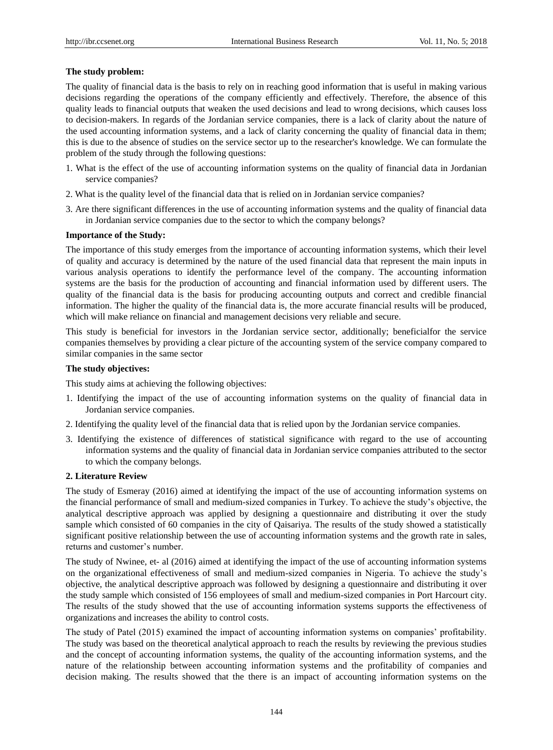**The study problem:**

The quality of financial data is the basis to rely on in reaching good information that is useful in making various decisions regarding the operations of the company efficiently and effectively. Therefore, the absence of this quality leads to financial outputs that weaken the used decisions and lead to wrong decisions, which causes loss to decision-makers. In regards of the Jordanian service companies, there is a lack of clarity about the nature of the used accounting information systems, and a lack of clarity concerning the quality of financial data in them; this is due to the absence of studies on the service sector up to the researcher's knowledge. We can formulate the problem of the study through the following questions:

1. What is the effect of the use of accounting information systems on the quality of financial data in Jordanian service companies?
2. What is the quality level of the financial data that is relied on in Jordanian service companies?
3. Are there significant differences in the use of accounting information systems and the quality of financial data in Jordanian service companies due to the sector to which the company belongs?

**Importance of the Study:**

The importance of this study emerges from the importance of accounting information systems, which their level of quality and accuracy is determined by the nature of the used financial data that represent the main inputs in various analysis operations to identify the performance level of the company. The accounting information systems are the basis for the production of accounting and financial information used by different users. The quality of the financial data is the basis for producing accounting outputs and correct and credible financial information. The higher the quality of the financial data is, the more accurate financial results will be produced, which will make reliance on financial and management decisions very reliable and secure.

This study is beneficial for investors in the Jordanian service sector, additionally; beneficialfor the service companies themselves by providing a clear picture of the accounting system of the service company compared to similar companies in the same sector

**The study objectives:**

This study aims at achieving the following objectives:

1. Identifying the impact of the use of accounting information systems on the quality of financial data in Jordanian service companies.
2. Identifying the quality level of the financial data that is relied upon by the Jordanian service companies.
3. Identifying the existence of differences of statistical significance with regard to the use of accounting information systems and the quality of financial data in Jordanian service companies attributed to the sector to which the company belongs.

## 2. Literature Review

The study of Esmeray (2016) aimed at identifying the impact of the use of accounting information systems on the financial performance of small and medium-sized companies in Turkey. To achieve the study's objective, the analytical descriptive approach was applied by designing a questionnaire and distributing it over the study sample which consisted of 60 companies in the city of Qaisariya. The results of the study showed a statistically significant positive relationship between the use of accounting information systems and the growth rate in sales, returns and customer's number.

The study of Nwinee, et- al (2016) aimed at identifying the impact of the use of accounting information systems on the organizational effectiveness of small and medium-sized companies in Nigeria. To achieve the study's objective, the analytical descriptive approach was followed by designing a questionnaire and distributing it over the study sample which consisted of 156 employees of small and medium-sized companies in Port Harcourt city. The results of the study showed that the use of accounting information systems supports the effectiveness of organizations and increases the ability to control costs.

The study of Patel (2015) examined the impact of accounting information systems on companies' profitability. The study was based on the theoretical analytical approach to reach the results by reviewing the previous studies and the concept of accounting information systems, the quality of the accounting information systems, and the nature of the relationship between accounting information systems and the profitability of companies and decision making. The results showed that the there is an impact of accounting information systems on the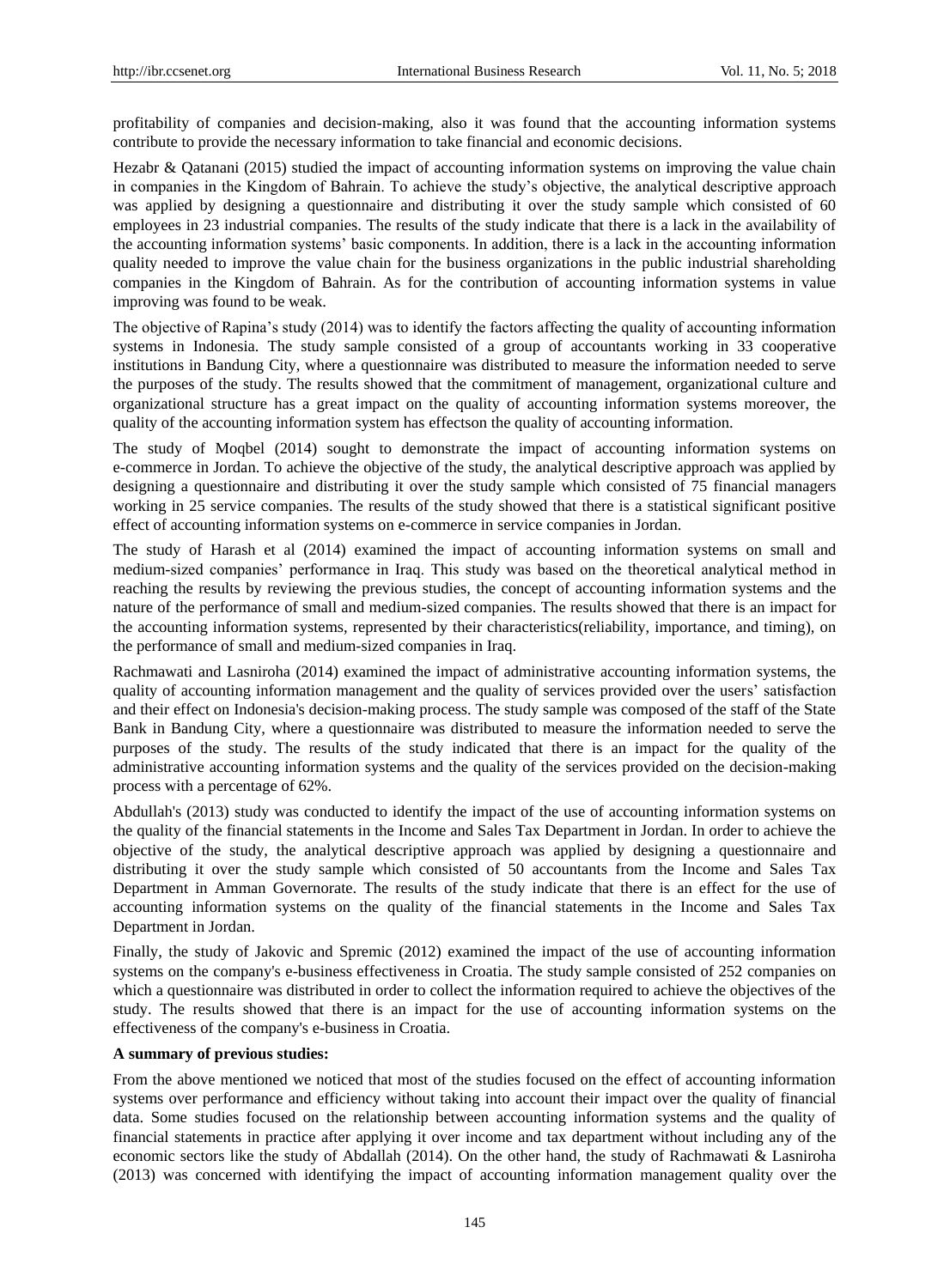profitability of companies and decision-making, also it was found that the accounting information systems contribute to provide the necessary information to take financial and economic decisions.

Hezabr & Qatanani (2015) studied the impact of accounting information systems on improving the value chain in companies in the Kingdom of Bahrain. To achieve the study's objective, the analytical descriptive approach was applied by designing a questionnaire and distributing it over the study sample which consisted of 60 employees in 23 industrial companies. The results of the study indicate that there is a lack in the availability of the accounting information systems' basic components. In addition, there is a lack in the accounting information quality needed to improve the value chain for the business organizations in the public industrial shareholding companies in the Kingdom of Bahrain. As for the contribution of accounting information systems in value improving was found to be weak.

The objective of Rapina's study (2014) was to identify the factors affecting the quality of accounting information systems in Indonesia. The study sample consisted of a group of accountants working in 33 cooperative institutions in Bandung City, where a questionnaire was distributed to measure the information needed to serve the purposes of the study. The results showed that the commitment of management, organizational culture and organizational structure has a great impact on the quality of accounting information systems moreover, the quality of the accounting information system has effectson the quality of accounting information.

The study of Moqbel (2014) sought to demonstrate the impact of accounting information systems on e-commerce in Jordan. To achieve the objective of the study, the analytical descriptive approach was applied by designing a questionnaire and distributing it over the study sample which consisted of 75 financial managers working in 25 service companies. The results of the study showed that there is a statistical significant positive effect of accounting information systems on e-commerce in service companies in Jordan.

The study of Harash et al (2014) examined the impact of accounting information systems on small and medium-sized companies' performance in Iraq. This study was based on the theoretical analytical method in reaching the results by reviewing the previous studies, the concept of accounting information systems and the nature of the performance of small and medium-sized companies. The results showed that there is an impact for the accounting information systems, represented by their characteristics(reliability, importance, and timing), on the performance of small and medium-sized companies in Iraq.

Rachmawati and Lasniroha (2014) examined the impact of administrative accounting information systems, the quality of accounting information management and the quality of services provided over the users' satisfaction and their effect on Indonesia's decision-making process. The study sample was composed of the staff of the State Bank in Bandung City, where a questionnaire was distributed to measure the information needed to serve the purposes of the study. The results of the study indicated that there is an impact for the quality of the administrative accounting information systems and the quality of the services provided on the decision-making process with a percentage of 62%.

Abdullah's (2013) study was conducted to identify the impact of the use of accounting information systems on the quality of the financial statements in the Income and Sales Tax Department in Jordan. In order to achieve the objective of the study, the analytical descriptive approach was applied by designing a questionnaire and distributing it over the study sample which consisted of 50 accountants from the Income and Sales Tax Department in Amman Governorate. The results of the study indicate that there is an effect for the use of accounting information systems on the quality of the financial statements in the Income and Sales Tax Department in Jordan.

Finally, the study of Jakovic and Spremic (2012) examined the impact of the use of accounting information systems on the company's e-business effectiveness in Croatia. The study sample consisted of 252 companies on which a questionnaire was distributed in order to collect the information required to achieve the objectives of the study. The results showed that there is an impact for the use of accounting information systems on the effectiveness of the company's e-business in Croatia.

**A summary of previous studies:**

From the above mentioned we noticed that most of the studies focused on the effect of accounting information systems over performance and efficiency without taking into account their impact over the quality of financial data. Some studies focused on the relationship between accounting information systems and the quality of financial statements in practice after applying it over income and tax department without including any of the economic sectors like the study of Abdallah (2014). On the other hand, the study of Rachmawati & Lasniroha (2013) was concerned with identifying the impact of accounting information management quality over the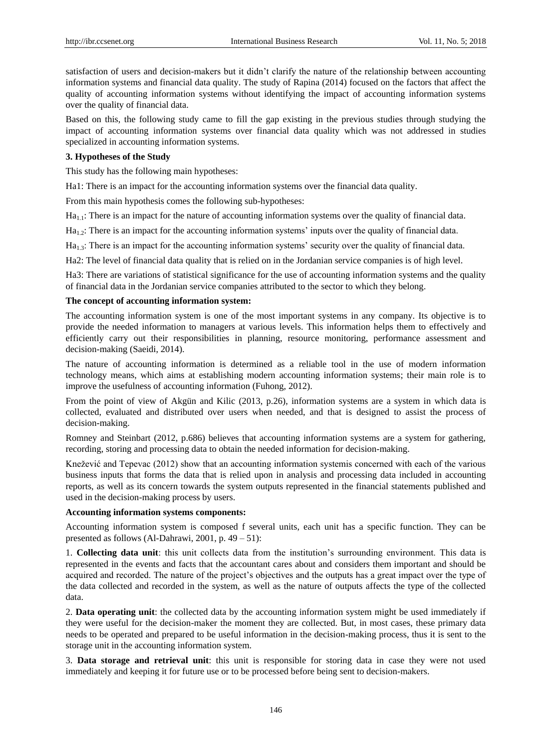satisfaction of users and decision-makers but it didn't clarify the nature of the relationship between accounting information systems and financial data quality. The study of Rapina (2014) focused on the factors that affect the quality of accounting information systems without identifying the impact of accounting information systems over the quality of financial data.

Based on this, the following study came to fill the gap existing in the previous studies through studying the impact of accounting information systems over financial data quality which was not addressed in studies specialized in accounting information systems.

**3. Hypotheses of the Study**

This study has the following main hypotheses:

Ha1: There is an impact for the accounting information systems over the financial data quality.

From this main hypothesis comes the following sub-hypotheses:

$Ha_{1.1}$: There is an impact for the nature of accounting information systems over the quality of financial data.

$Ha_{1.2}$: There is an impact for the accounting information systems' inputs over the quality of financial data.

$Ha_{1.3}$: There is an impact for the accounting information systems' security over the quality of financial data.

Ha2: The level of financial data quality that is relied on in the Jordanian service companies is of high level.

Ha3: There are variations of statistical significance for the use of accounting information systems and the quality of financial data in the Jordanian service companies attributed to the sector to which they belong.

**The concept of accounting information system:**

The accounting information system is one of the most important systems in any company. Its objective is to provide the needed information to managers at various levels. This information helps them to effectively and efficiently carry out their responsibilities in planning, resource monitoring, performance assessment and decision-making (Saeidi, 2014).

The nature of accounting information is determined as a reliable tool in the use of modern information technology means, which aims at establishing modern accounting information systems; their main role is to improve the usefulness of accounting information (Fuhong, 2012).

From the point of view of Akgün and Kilic (2013, p.26), information systems are a system in which data is collected, evaluated and distributed over users when needed, and that is designed to assist the process of decision-making.

Romney and Steinbart (2012, p.686) believes that accounting information systems are a system for gathering, recording, storing and processing data to obtain the needed information for decision-making.

Knežević and Tepevac (2012) show that an accounting information systemis concerned with each of the various business inputs that forms the data that is relied upon in analysis and processing data included in accounting reports, as well as its concern towards the system outputs represented in the financial statements published and used in the decision-making process by users.

**Accounting information systems components:**

Accounting information system is composed f several units, each unit has a specific function. They can be presented as follows (Al-Dahrawi, 2001, p. 49 – 51):

1. **Collecting data unit**: this unit collects data from the institution's surrounding environment. This data is represented in the events and facts that the accountant cares about and considers them important and should be acquired and recorded. The nature of the project's objectives and the outputs has a great impact over the type of the data collected and recorded in the system, as well as the nature of outputs affects the type of the collected data.

2. **Data operating unit**: the collected data by the accounting information system might be used immediately if they were useful for the decision-maker the moment they are collected. But, in most cases, these primary data needs to be operated and prepared to be useful information in the decision-making process, thus it is sent to the storage unit in the accounting information system.

3. **Data storage and retrieval unit**: this unit is responsible for storing data in case they were not used immediately and keeping it for future use or to be processed before being sent to decision-makers.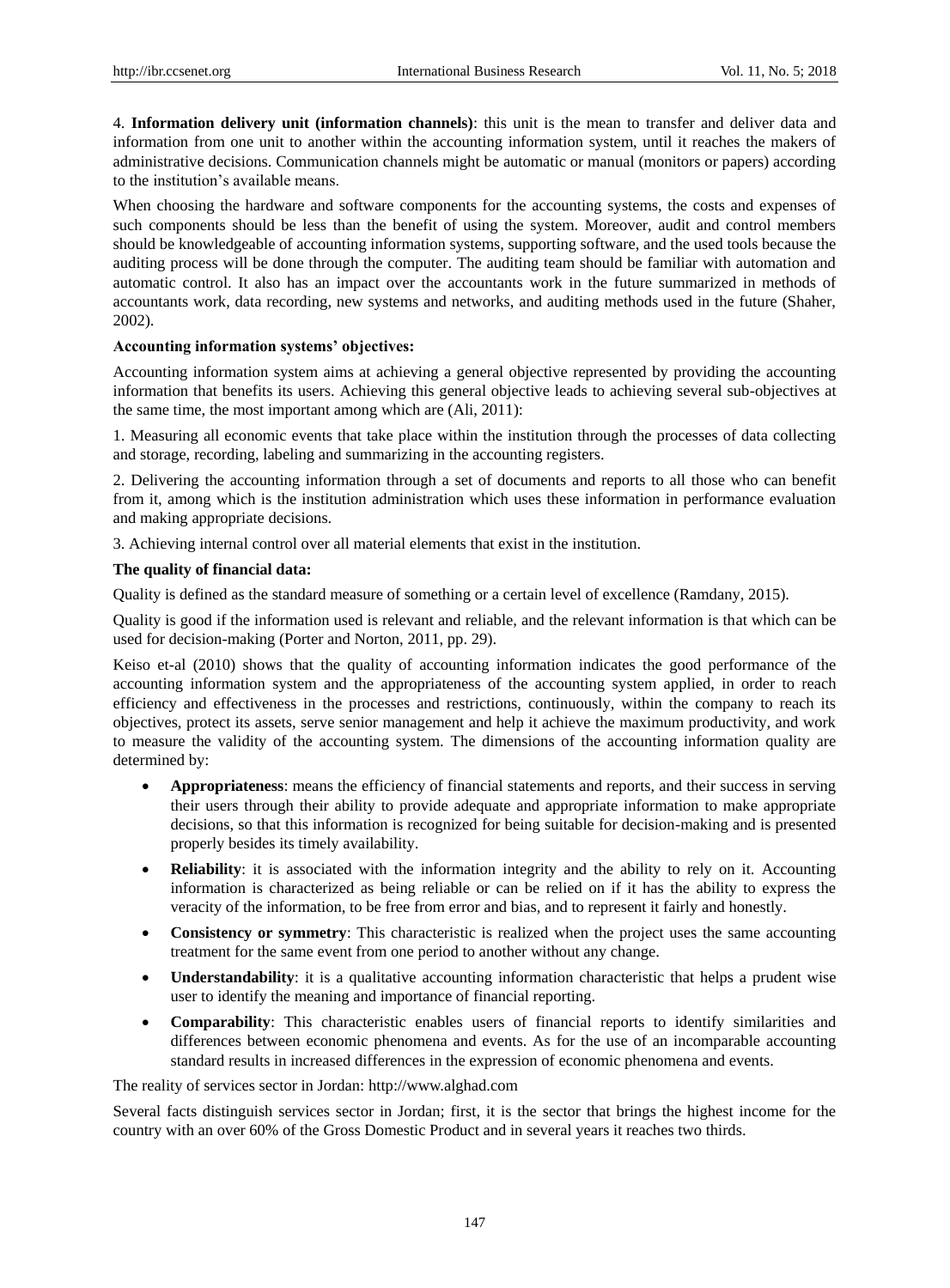4. **Information delivery unit (information channels)**: this unit is the mean to transfer and deliver data and information from one unit to another within the accounting information system, until it reaches the makers of administrative decisions. Communication channels might be automatic or manual (monitors or papers) according to the institution's available means.

When choosing the hardware and software components for the accounting systems, the costs and expenses of such components should be less than the benefit of using the system. Moreover, audit and control members should be knowledgeable of accounting information systems, supporting software, and the used tools because the auditing process will be done through the computer. The auditing team should be familiar with automation and automatic control. It also has an impact over the accountants work in the future summarized in methods of accountants work, data recording, new systems and networks, and auditing methods used in the future (Shaher, 2002).

**Accounting information systems' objectives:**

Accounting information system aims at achieving a general objective represented by providing the accounting information that benefits its users. Achieving this general objective leads to achieving several sub-objectives at the same time, the most important among which are (Ali, 2011):

1. Measuring all economic events that take place within the institution through the processes of data collecting and storage, recording, labeling and summarizing in the accounting registers.

2. Delivering the accounting information through a set of documents and reports to all those who can benefit from it, among which is the institution administration which uses these information in performance evaluation and making appropriate decisions.

3. Achieving internal control over all material elements that exist in the institution.

**The quality of financial data:**

Quality is defined as the standard measure of something or a certain level of excellence (Ramdany, 2015).

Quality is good if the information used is relevant and reliable, and the relevant information is that which can be used for decision-making (Porter and Norton, 2011, pp. 29).

Keiso et-al (2010) shows that the quality of accounting information indicates the good performance of the accounting information system and the appropriateness of the accounting system applied, in order to reach efficiency and effectiveness in the processes and restrictions, continuously, within the company to reach its objectives, protect its assets, serve senior management and help it achieve the maximum productivity, and work to measure the validity of the accounting system. The dimensions of the accounting information quality are determined by:

- **Appropriateness**: means the efficiency of financial statements and reports, and their success in serving their users through their ability to provide adequate and appropriate information to make appropriate decisions, so that this information is recognized for being suitable for decision-making and is presented properly besides its timely availability.
- **Reliability**: it is associated with the information integrity and the ability to rely on it. Accounting information is characterized as being reliable or can be relied on if it has the ability to express the veracity of the information, to be free from error and bias, and to represent it fairly and honestly.
- **Consistency or symmetry**: This characteristic is realized when the project uses the same accounting treatment for the same event from one period to another without any change.
- **Understandability**: it is a qualitative accounting information characteristic that helps a prudent wise user to identify the meaning and importance of financial reporting.
- **Comparability**: This characteristic enables users of financial reports to identify similarities and differences between economic phenomena and events. As for the use of an incomparable accounting standard results in increased differences in the expression of economic phenomena and events.

The reality of services sector in Jordan: http://www.alghad.com

Several facts distinguish services sector in Jordan; first, it is the sector that brings the highest income for the country with an over 60% of the Gross Domestic Product and in several years it reaches two thirds.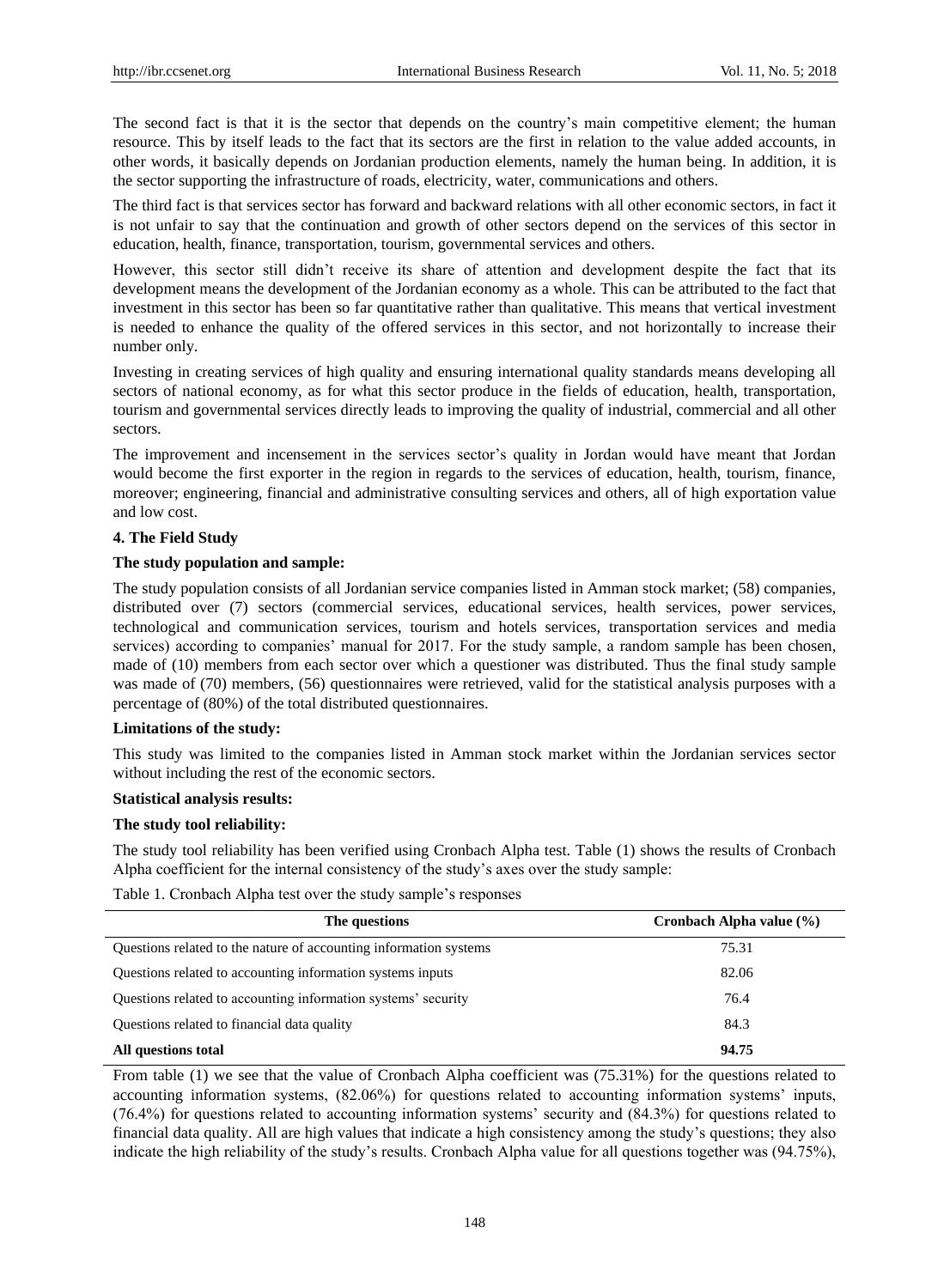The second fact is that it is the sector that depends on the country's main competitive element; the human resource. This by itself leads to the fact that its sectors are the first in relation to the value added accounts, in other words, it basically depends on Jordanian production elements, namely the human being. In addition, it is the sector supporting the infrastructure of roads, electricity, water, communications and others.

The third fact is that services sector has forward and backward relations with all other economic sectors, in fact it is not unfair to say that the continuation and growth of other sectors depend on the services of this sector in education, health, finance, transportation, tourism, governmental services and others.

However, this sector still didn't receive its share of attention and development despite the fact that its development means the development of the Jordanian economy as a whole. This can be attributed to the fact that investment in this sector has been so far quantitative rather than qualitative. This means that vertical investment is needed to enhance the quality of the offered services in this sector, and not horizontally to increase their number only.

Investing in creating services of high quality and ensuring international quality standards means developing all sectors of national economy, as for what this sector produce in the fields of education, health, transportation, tourism and governmental services directly leads to improving the quality of industrial, commercial and all other sectors.

The improvement and incensement in the services sector's quality in Jordan would have meant that Jordan would become the first exporter in the region in regards to the services of education, health, tourism, finance, moreover; engineering, financial and administrative consulting services and others, all of high exportation value and low cost.

## 4. The Field Study

**The study population and sample:**

The study population consists of all Jordanian service companies listed in Amman stock market; (58) companies, distributed over (7) sectors (commercial services, educational services, health services, power services, technological and communication services, tourism and hotels services, transportation services and media services) according to companies' manual for 2017. For the study sample, a random sample has been chosen, made of (10) members from each sector over which a questioner was distributed. Thus the final study sample was made of (70) members, (56) questionnaires were retrieved, valid for the statistical analysis purposes with a percentage of (80%) of the total distributed questionnaires.

**Limitations of the study:**

This study was limited to the companies listed in Amman stock market within the Jordanian services sector without including the rest of the economic sectors.

**Statistical analysis results:**

**The study tool reliability:**

The study tool reliability has been verified using Cronbach Alpha test. Table (1) shows the results of Cronbach Alpha coefficient for the internal consistency of the study's axes over the study sample:

Table 1. Cronbach Alpha test over the study sample's responses

| The questions | Cronbach Alpha value (%) |
|---|---|
| Questions related to the nature of accounting information systems | 75.31 |
| Questions related to accounting information systems inputs | 82.06 |
| Questions related to accounting information systems' security | 76.4 |
| Questions related to financial data quality | 84.3 |
| **All questions total** | **94.75** |

From table (1) we see that the value of Cronbach Alpha coefficient was (75.31%) for the questions related to accounting information systems, (82.06%) for questions related to accounting information systems' inputs, (76.4%) for questions related to accounting information systems' security and (84.3%) for questions related to financial data quality. All are high values that indicate a high consistency among the study's questions; they also indicate the high reliability of the study's results. Cronbach Alpha value for all questions together was (94.75%),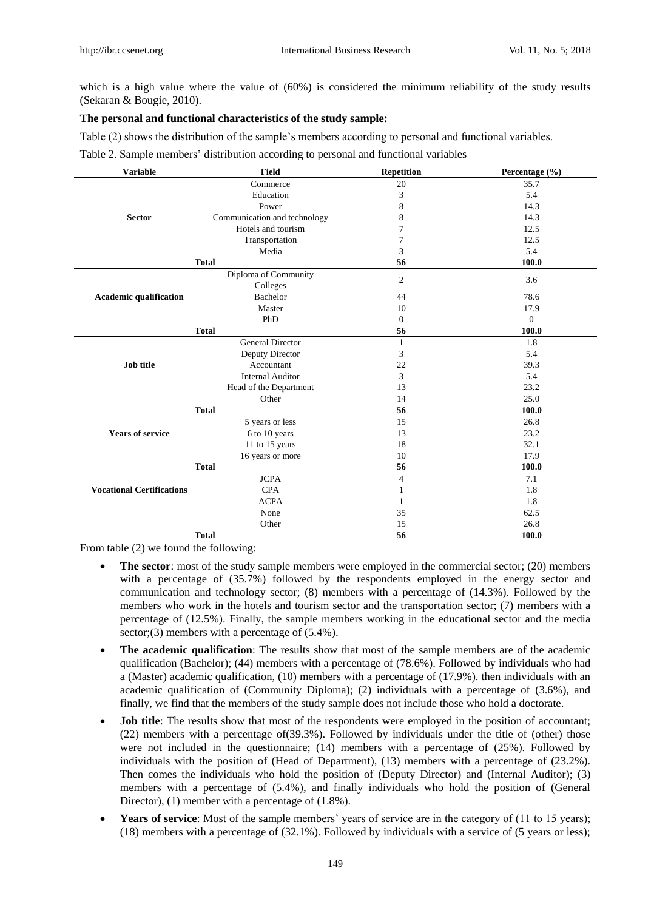which is a high value where the value of (60%) is considered the minimum reliability of the study results (Sekaran & Bougie, 2010).

**The personal and functional characteristics of the study sample:**

Table (2) shows the distribution of the sample's members according to personal and functional variables.

Table 2. Sample members' distribution according to personal and functional variables

| Variable | Field | Repetition | Percentage (%) |
|---|---|---|---|
| Sector | Commerce | 20 | 35.7 |
| | Education | 3 | 5.4 |
| | Power | 8 | 14.3 |
| | Communication and technology | 8 | 14.3 |
| | Hotels and tourism | 7 | 12.5 |
| | Transportation | 7 | 12.5 |
| | Media | 3 | 5.4 |
| **Total** | | **56** | **100.0** |
| Academic qualification | Diploma of Community Colleges | 2 | 3.6 |
| | Bachelor | 44 | 78.6 |
| | Master | 10 | 17.9 |
| | PhD | 0 | 0 |
| **Total** | | **56** | **100.0** |
| Job title | General Director | 1 | 1.8 |
| | Deputy Director | 3 | 5.4 |
| | Accountant | 22 | 39.3 |
| | Internal Auditor | 3 | 5.4 |
| | Head of the Department | 13 | 23.2 |
| | Other | 14 | 25.0 |
| **Total** | | **56** | **100.0** |
| Years of service | 5 years or less | 15 | 26.8 |
| | 6 to 10 years | 13 | 23.2 |
| | 11 to 15 years | 18 | 32.1 |
| | 16 years or more | 10 | 17.9 |
| **Total** | | **56** | **100.0** |
| Vocational Certifications | JCPA | 4 | 7.1 |
| | CPA | 1 | 1.8 |
| | ACPA | 1 | 1.8 |
| | None | 35 | 62.5 |
| | Other | 15 | 26.8 |
| **Total** | | **56** | **100.0** |

From table (2) we found the following:

- **The sector**: most of the study sample members were employed in the commercial sector; (20) members with a percentage of (35.7%) followed by the respondents employed in the energy sector and communication and technology sector; (8) members with a percentage of (14.3%). Followed by the members who work in the hotels and tourism sector and the transportation sector; (7) members with a percentage of (12.5%). Finally, the sample members working in the educational sector and the media sector;(3) members with a percentage of (5.4%).
- **The academic qualification**: The results show that most of the sample members are of the academic qualification (Bachelor); (44) members with a percentage of (78.6%). Followed by individuals who had a (Master) academic qualification, (10) members with a percentage of (17.9%). then individuals with an academic qualification of (Community Diploma); (2) individuals with a percentage of (3.6%), and finally, we find that the members of the study sample does not include those who hold a doctorate.
- **Job title**: The results show that most of the respondents were employed in the position of accountant; (22) members with a percentage of(39.3%). Followed by individuals under the title of (other) those were not included in the questionnaire; (14) members with a percentage of (25%). Followed by individuals with the position of (Head of Department), (13) members with a percentage of (23.2%). Then comes the individuals who hold the position of (Deputy Director) and (Internal Auditor); (3) members with a percentage of (5.4%), and finally individuals who hold the position of (General Director), (1) member with a percentage of (1.8%).
- **Years of service**: Most of the sample members' years of service are in the category of (11 to 15 years); (18) members with a percentage of (32.1%). Followed by individuals with a service of (5 years or less);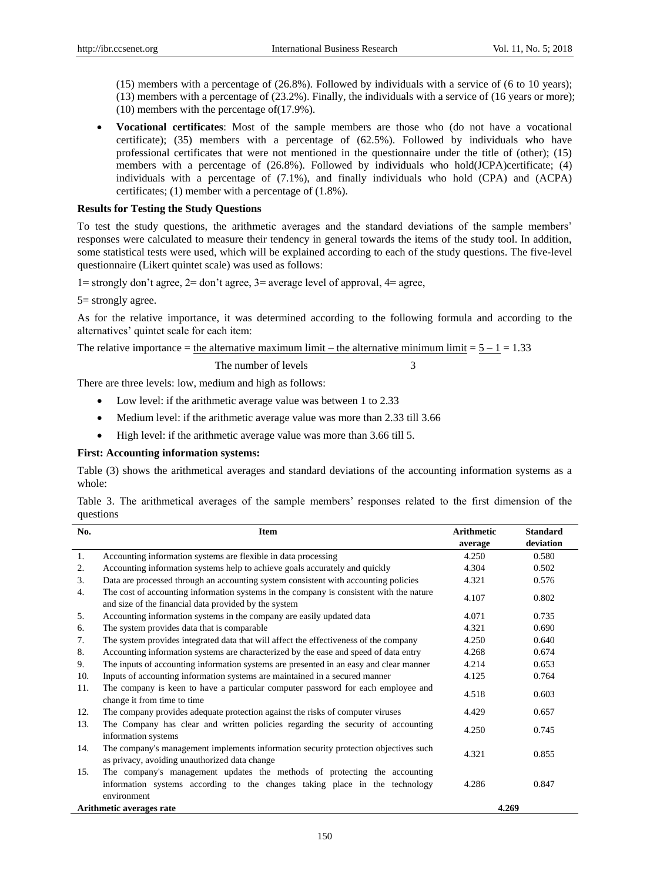(15) members with a percentage of (26.8%). Followed by individuals with a service of (6 to 10 years); (13) members with a percentage of (23.2%). Finally, the individuals with a service of (16 years or more); (10) members with the percentage of(17.9%).

- **Vocational certificates**: Most of the sample members are those who (do not have a vocational certificate); (35) members with a percentage of (62.5%). Followed by individuals who have professional certificates that were not mentioned in the questionnaire under the title of (other); (15) members with a percentage of (26.8%). Followed by individuals who hold(JCPA)certificate; (4) individuals with a percentage of (7.1%), and finally individuals who hold (CPA) and (ACPA) certificates; (1) member with a percentage of (1.8%).

**Results for Testing the Study Questions**

To test the study questions, the arithmetic averages and the standard deviations of the sample members' responses were calculated to measure their tendency in general towards the items of the study tool. In addition, some statistical tests were used, which will be explained according to each of the study questions. The five-level questionnaire (Likert quintet scale) was used as follows:

1= strongly don't agree, 2= don't agree, 3= average level of approval, 4= agree,

5= strongly agree.

As for the relative importance, it was determined according to the following formula and according to the alternatives' quintet scale for each item:

$$\text{The relative importance} = \frac{\text{the alternative maximum limit} - \text{the alternative minimum limit}}{\text{The number of levels}} = \frac{5-1}{3} = 1.33$$

There are three levels: low, medium and high as follows:

- Low level: if the arithmetic average value was between 1 to 2.33
- Medium level: if the arithmetic average value was more than 2.33 till 3.66
- High level: if the arithmetic average value was more than 3.66 till 5.

**First: Accounting information systems:**

Table (3) shows the arithmetical averages and standard deviations of the accounting information systems as a whole:

Table 3. The arithmetical averages of the sample members' responses related to the first dimension of the questions

| No. | Item | Arithmetic average | Standard deviation |
|---|---|---|---|
| 1. | Accounting information systems are flexible in data processing | 4.250 | 0.580 |
| 2. | Accounting information systems help to achieve goals accurately and quickly | 4.304 | 0.502 |
| 3. | Data are processed through an accounting system consistent with accounting policies | 4.321 | 0.576 |
| 4. | The cost of accounting information systems in the company is consistent with the nature and size of the financial data provided by the system | 4.107 | 0.802 |
| 5. | Accounting information systems in the company are easily updated data | 4.071 | 0.735 |
| 6. | The system provides data that is comparable | 4.321 | 0.690 |
| 7. | The system provides integrated data that will affect the effectiveness of the company | 4.250 | 0.640 |
| 8. | Accounting information systems are characterized by the ease and speed of data entry | 4.268 | 0.674 |
| 9. | The inputs of accounting information systems are presented in an easy and clear manner | 4.214 | 0.653 |
| 10. | Inputs of accounting information systems are maintained in a secured manner | 4.125 | 0.764 |
| 11. | The company is keen to have a particular computer password for each employee and change it from time to time | 4.518 | 0.603 |
| 12. | The company provides adequate protection against the risks of computer viruses | 4.429 | 0.657 |
| 13. | The Company has clear and written policies regarding the security of accounting information systems | 4.250 | 0.745 |
| 14. | The company's management implements information security protection objectives such as privacy, avoiding unauthorized data change | 4.321 | 0.855 |
| 15. | The company's management updates the methods of protecting the accounting information systems according to the changes taking place in the technology environment | 4.286 | 0.847 |
| **Arithmetic averages rate** | | **4.269** | |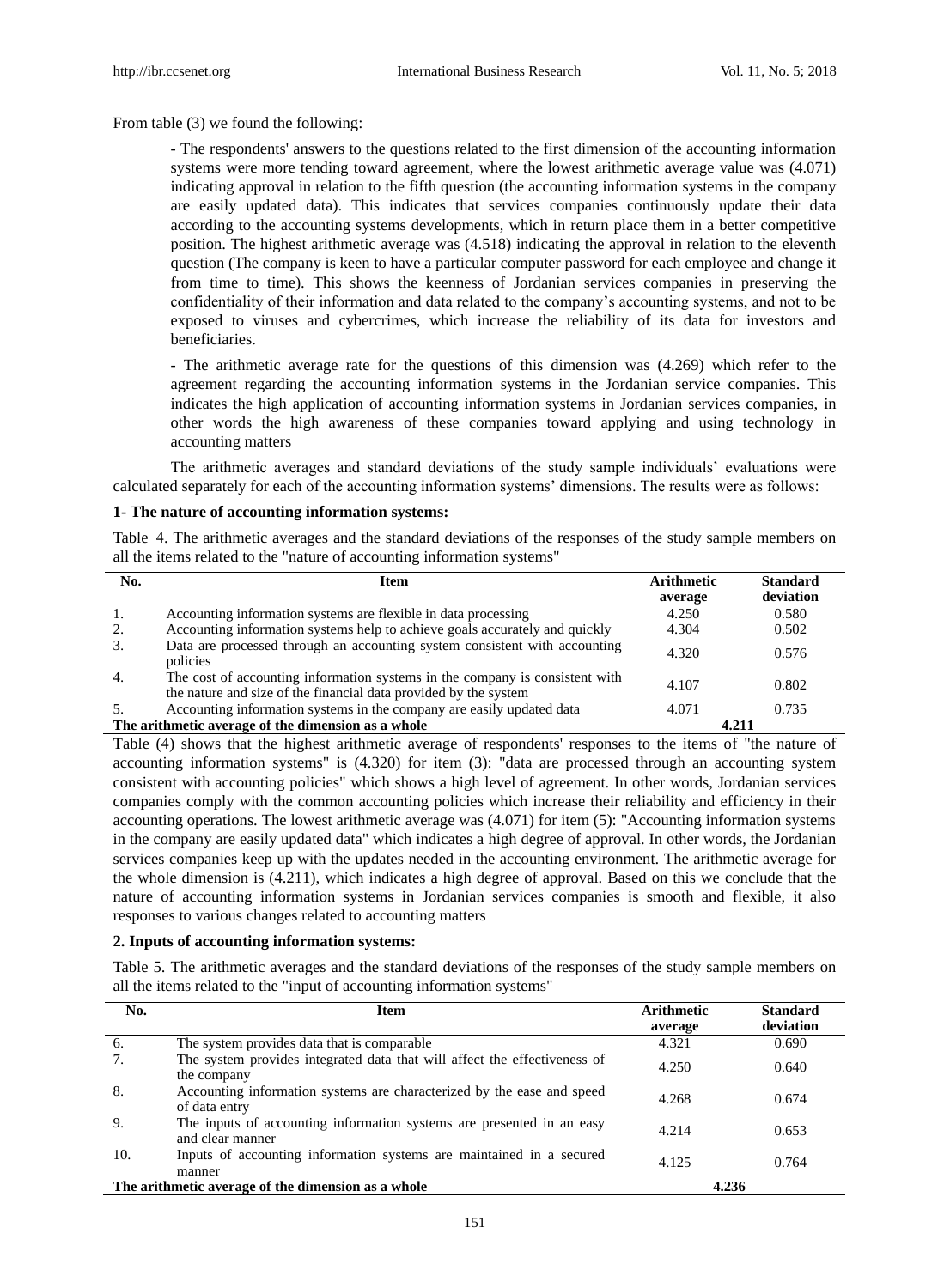From table (3) we found the following:

- The respondents' answers to the questions related to the first dimension of the accounting information systems were more tending toward agreement, where the lowest arithmetic average value was (4.071) indicating approval in relation to the fifth question (the accounting information systems in the company are easily updated data). This indicates that services companies continuously update their data according to the accounting systems developments, which in return place them in a better competitive position. The highest arithmetic average was (4.518) indicating the approval in relation to the eleventh question (The company is keen to have a particular computer password for each employee and change it from time to time). This shows the keenness of Jordanian services companies in preserving the confidentiality of their information and data related to the company's accounting systems, and not to be exposed to viruses and cybercrimes, which increase the reliability of its data for investors and beneficiaries.

- The arithmetic average rate for the questions of this dimension was (4.269) which refer to the agreement regarding the accounting information systems in the Jordanian service companies. This indicates the high application of accounting information systems in Jordanian services companies, in other words the high awareness of these companies toward applying and using technology in accounting matters

The arithmetic averages and standard deviations of the study sample individuals' evaluations were calculated separately for each of the accounting information systems' dimensions. The results were as follows:

**1- The nature of accounting information systems:**

Table 4. The arithmetic averages and the standard deviations of the responses of the study sample members on all the items related to the "nature of accounting information systems"

| No. | Item | Arithmetic average | Standard deviation |
|---|---|---|---|
| 1. | Accounting information systems are flexible in data processing | 4.250 | 0.580 |
| 2. | Accounting information systems help to achieve goals accurately and quickly | 4.304 | 0.502 |
| 3. | Data are processed through an accounting system consistent with accounting policies | 4.320 | 0.576 |
| 4. | The cost of accounting information systems in the company is consistent with the nature and size of the financial data provided by the system | 4.107 | 0.802 |
| 5. | Accounting information systems in the company are easily updated data | 4.071 | 0.735 |
| **The arithmetic average of the dimension as a whole** | | **4.211** | |

Table (4) shows that the highest arithmetic average of respondents' responses to the items of "the nature of accounting information systems" is (4.320) for item (3): "data are processed through an accounting system consistent with accounting policies" which shows a high level of agreement. In other words, Jordanian services companies comply with the common accounting policies which increase their reliability and efficiency in their accounting operations. The lowest arithmetic average was (4.071) for item (5): "Accounting information systems in the company are easily updated data" which indicates a high degree of approval. In other words, the Jordanian services companies keep up with the updates needed in the accounting environment. The arithmetic average for the whole dimension is (4.211), which indicates a high degree of approval. Based on this we conclude that the nature of accounting information systems in Jordanian services companies is smooth and flexible, it also responses to various changes related to accounting matters

**2. Inputs of accounting information systems:**

Table 5. The arithmetic averages and the standard deviations of the responses of the study sample members on all the items related to the "input of accounting information systems"

| No. | Item | Arithmetic average | Standard deviation |
|---|---|---|---|
| 6. | The system provides data that is comparable | 4.321 | 0.690 |
| 7. | The system provides integrated data that will affect the effectiveness of the company | 4.250 | 0.640 |
| 8. | Accounting information systems are characterized by the ease and speed of data entry | 4.268 | 0.674 |
| 9. | The inputs of accounting information systems are presented in an easy and clear manner | 4.214 | 0.653 |
| 10. | Inputs of accounting information systems are maintained in a secured manner | 4.125 | 0.764 |
| **The arithmetic average of the dimension as a whole** | | **4.236** | |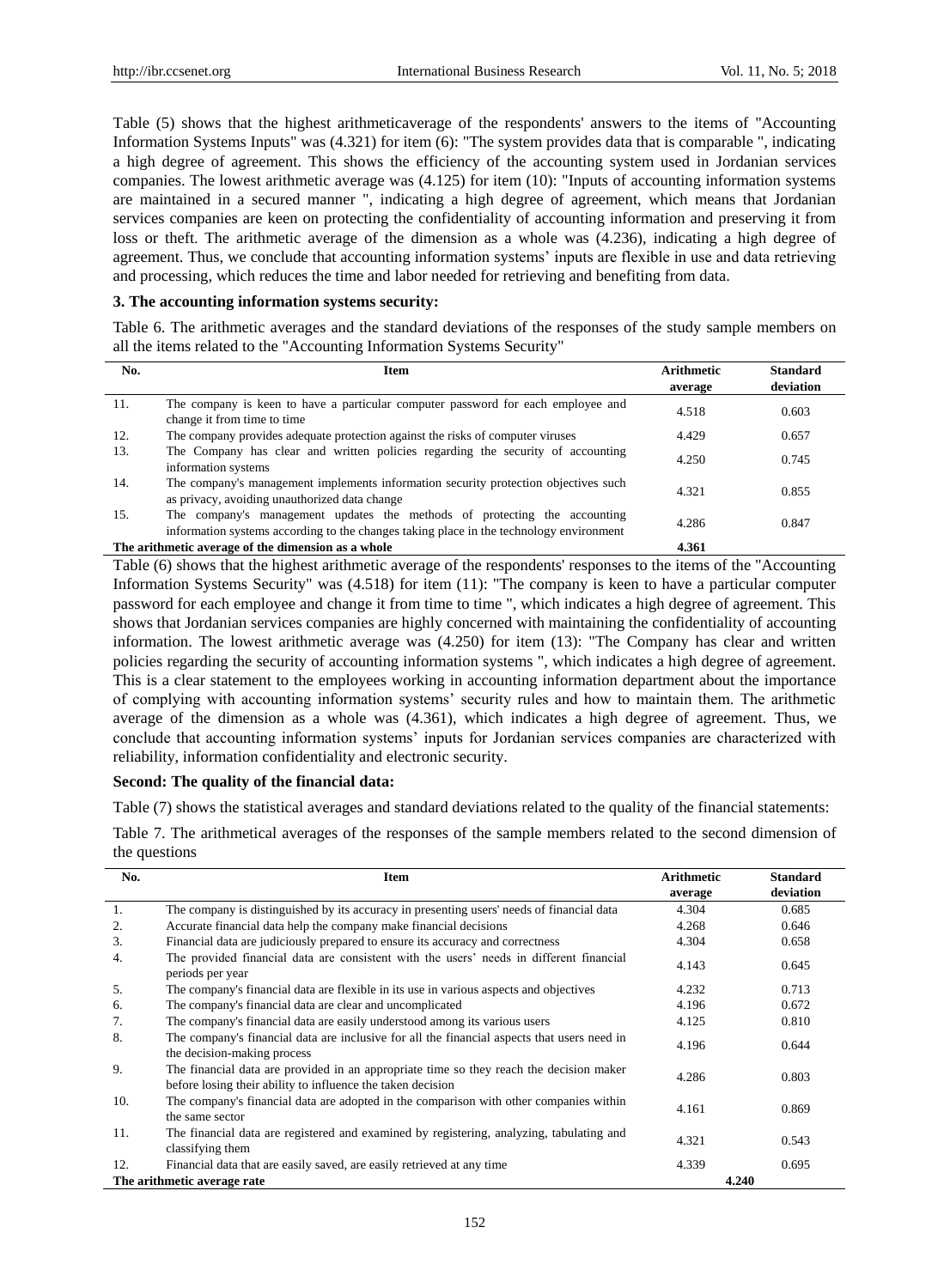Table (5) shows that the highest arithmeticaverage of the respondents' answers to the items of "Accounting Information Systems Inputs" was (4.321) for item (6): "The system provides data that is comparable ", indicating a high degree of agreement. This shows the efficiency of the accounting system used in Jordanian services companies. The lowest arithmetic average was (4.125) for item (10): "Inputs of accounting information systems are maintained in a secured manner ", indicating a high degree of agreement, which means that Jordanian services companies are keen on protecting the confidentiality of accounting information and preserving it from loss or theft. The arithmetic average of the dimension as a whole was (4.236), indicating a high degree of agreement. Thus, we conclude that accounting information systems' inputs are flexible in use and data retrieving and processing, which reduces the time and labor needed for retrieving and benefiting from data.

**3. The accounting information systems security:**

Table 6. The arithmetic averages and the standard deviations of the responses of the study sample members on all the items related to the "Accounting Information Systems Security"

| No. | Item | Arithmetic average | Standard deviation |
|---|---|---|---|
| 11. | The company is keen to have a particular computer password for each employee and change it from time to time | 4.518 | 0.603 |
| 12. | The company provides adequate protection against the risks of computer viruses | 4.429 | 0.657 |
| 13. | The Company has clear and written policies regarding the security of accounting information systems | 4.250 | 0.745 |
| 14. | The company's management implements information security protection objectives such as privacy, avoiding unauthorized data change | 4.321 | 0.855 |
| 15. | The company's management updates the methods of protecting the accounting information systems according to the changes taking place in the technology environment | 4.286 | 0.847 |
| **The arithmetic average of the dimension as a whole** | | **4.361** | |

Table (6) shows that the highest arithmetic average of the respondents' responses to the items of the "Accounting Information Systems Security" was (4.518) for item (11): "The company is keen to have a particular computer password for each employee and change it from time to time ", which indicates a high degree of agreement. This shows that Jordanian services companies are highly concerned with maintaining the confidentiality of accounting information. The lowest arithmetic average was (4.250) for item (13): "The Company has clear and written policies regarding the security of accounting information systems ", which indicates a high degree of agreement. This is a clear statement to the employees working in accounting information department about the importance of complying with accounting information systems' security rules and how to maintain them. The arithmetic average of the dimension as a whole was (4.361), which indicates a high degree of agreement. Thus, we conclude that accounting information systems' inputs for Jordanian services companies are characterized with reliability, information confidentiality and electronic security.

**Second: The quality of the financial data:**

Table (7) shows the statistical averages and standard deviations related to the quality of the financial statements:

Table 7. The arithmetical averages of the responses of the sample members related to the second dimension of the questions

| No. | Item | Arithmetic average | Standard deviation |
|---|---|---|---|
| 1. | The company is distinguished by its accuracy in presenting users' needs of financial data | 4.304 | 0.685 |
| 2. | Accurate financial data help the company make financial decisions | 4.268 | 0.646 |
| 3. | Financial data are judiciously prepared to ensure its accuracy and correctness | 4.304 | 0.658 |
| 4. | The provided financial data are consistent with the users' needs in different financial periods per year | 4.143 | 0.645 |
| 5. | The company's financial data are flexible in its use in various aspects and objectives | 4.232 | 0.713 |
| 6. | The company's financial data are clear and uncomplicated | 4.196 | 0.672 |
| 7. | The company's financial data are easily understood among its various users | 4.125 | 0.810 |
| 8. | The company's financial data are inclusive for all the financial aspects that users need in the decision-making process | 4.196 | 0.644 |
| 9. | The financial data are provided in an appropriate time so they reach the decision maker before losing their ability to influence the taken decision | 4.286 | 0.803 |
| 10. | The company's financial data are adopted in the comparison with other companies within the same sector | 4.161 | 0.869 |
| 11. | The financial data are registered and examined by registering, analyzing, tabulating and classifying them | 4.321 | 0.543 |
| 12. | Financial data that are easily saved, are easily retrieved at any time | 4.339 | 0.695 |
| **The arithmetic average rate** | | **4.240** | |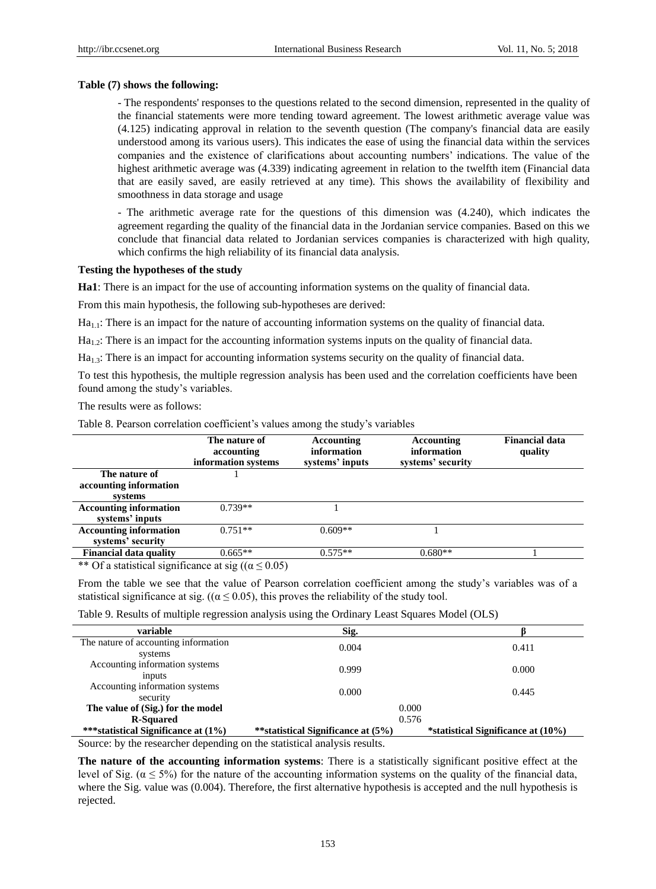**Table (7) shows the following:**

- The respondents' responses to the questions related to the second dimension, represented in the quality of the financial statements were more tending toward agreement. The lowest arithmetic average value was (4.125) indicating approval in relation to the seventh question (The company's financial data are easily understood among its various users). This indicates the ease of using the financial data within the services companies and the existence of clarifications about accounting numbers' indications. The value of the highest arithmetic average was (4.339) indicating agreement in relation to the twelfth item (Financial data that are easily saved, are easily retrieved at any time). This shows the availability of flexibility and smoothness in data storage and usage

- The arithmetic average rate for the questions of this dimension was (4.240), which indicates the agreement regarding the quality of the financial data in the Jordanian service companies. Based on this we conclude that financial data related to Jordanian services companies is characterized with high quality, which confirms the high reliability of its financial data analysis.

**Testing the hypotheses of the study**

**Ha1**: There is an impact for the use of accounting information systems on the quality of financial data.

From this main hypothesis, the following sub-hypotheses are derived:

$Ha_{1.1}$: There is an impact for the nature of accounting information systems on the quality of financial data.

$Ha_{1.2}$: There is an impact for the accounting information systems inputs on the quality of financial data.

$Ha_{1.3}$: There is an impact for accounting information systems security on the quality of financial data.

To test this hypothesis, the multiple regression analysis has been used and the correlation coefficients have been found among the study's variables.

The results were as follows:

Table 8. Pearson correlation coefficient's values among the study's variables

| | The nature of accounting information systems | Accounting information systems' inputs | Accounting information systems' security | Financial data quality |
|---|---|---|---|---|
| **The nature of accounting information systems** | 1 | | | |
| **Accounting information systems' inputs** | 0.739** | 1 | | |
| **Accounting information systems' security** | 0.751** | 0.609** | 1 | |
| **Financial data quality** | 0.665** | 0.575** | 0.680** | 1 |

** Of a statistical significance at sig (($\alpha \leq 0.05$)

From the table we see that the value of Pearson correlation coefficient among the study's variables was of a statistical significance at sig. (($\alpha \leq 0.05$), this proves the reliability of the study tool.

Table 9. Results of multiple regression analysis using the Ordinary Least Squares Model (OLS)

| variable | Sig. | β |
|---|---|---|
| The nature of accounting information systems | 0.004 | 0.411 |
| Accounting information systems inputs | 0.999 | 0.000 |
| Accounting information systems security | 0.000 | 0.445 |
| **The value of (Sig.) for the model** | 0.000 | |
| **R-Squared** | 0.576 | |
| *****statistical Significance at (1%)** | ****statistical Significance at (5%)** | ***statistical Significance at (10%)** |

Source: by the researcher depending on the statistical analysis results.

**The nature of the accounting information systems**: There is a statistically significant positive effect at the level of Sig. ($\alpha \leq 5\%$) for the nature of the accounting information systems on the quality of the financial data, where the Sig. value was (0.004). Therefore, the first alternative hypothesis is accepted and the null hypothesis is rejected.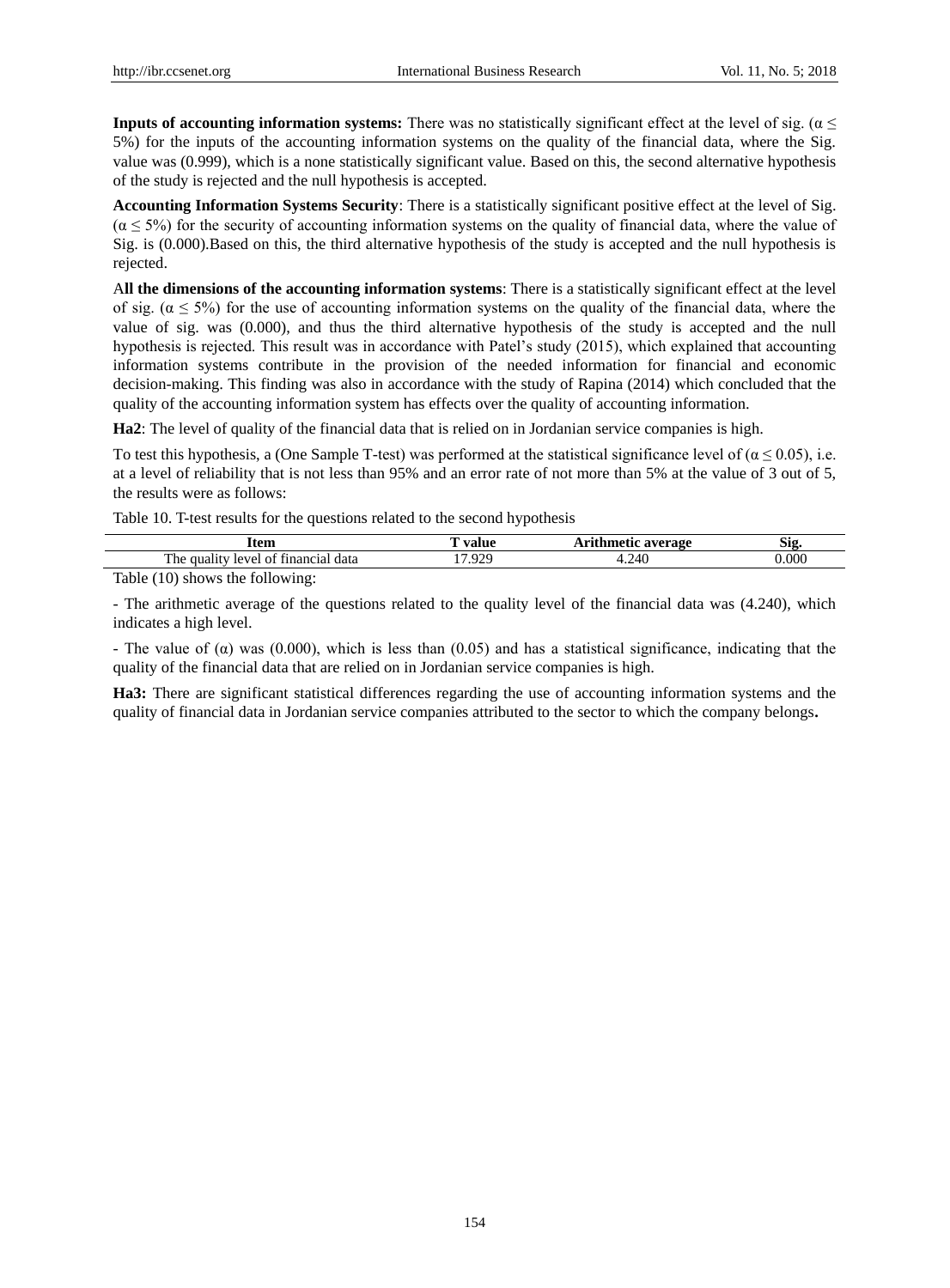**Inputs of accounting information systems:** There was no statistically significant effect at the level of sig. ($\alpha \leq$ 5%) for the inputs of the accounting information systems on the quality of the financial data, where the Sig. value was (0.999), which is a none statistically significant value. Based on this, the second alternative hypothesis of the study is rejected and the null hypothesis is accepted.

**Accounting Information Systems Security**: There is a statistically significant positive effect at the level of Sig. ($\alpha \leq 5\%$) for the security of accounting information systems on the quality of financial data, where the value of Sig. is (0.000).Based on this, the third alternative hypothesis of the study is accepted and the null hypothesis is rejected.

A**ll the dimensions of the accounting information systems**: There is a statistically significant effect at the level of sig. ($\alpha \leq 5\%$) for the use of accounting information systems on the quality of the financial data, where the value of sig. was (0.000), and thus the third alternative hypothesis of the study is accepted and the null hypothesis is rejected. This result was in accordance with Patel's study (2015), which explained that accounting information systems contribute in the provision of the needed information for financial and economic decision-making. This finding was also in accordance with the study of Rapina (2014) which concluded that the quality of the accounting information system has effects over the quality of accounting information.

**Ha2**: The level of quality of the financial data that is relied on in Jordanian service companies is high.

To test this hypothesis, a (One Sample T-test) was performed at the statistical significance level of ($\alpha \leq 0.05$), i.e. at a level of reliability that is not less than 95% and an error rate of not more than 5% at the value of 3 out of 5, the results were as follows:

Table 10. T-test results for the questions related to the second hypothesis

| Item | T value | Arithmetic average | Sig. |
|---|---|---|---|
| The quality level of financial data | 17.929 | 4.240 | 0.000 |

Table (10) shows the following:

- The arithmetic average of the questions related to the quality level of the financial data was (4.240), which indicates a high level.

- The value of ($\alpha$) was (0.000), which is less than (0.05) and has a statistical significance, indicating that the quality of the financial data that are relied on in Jordanian service companies is high.

**Ha3:** There are significant statistical differences regarding the use of accounting information systems and the quality of financial data in Jordanian service companies attributed to the sector to which the company belongs**.**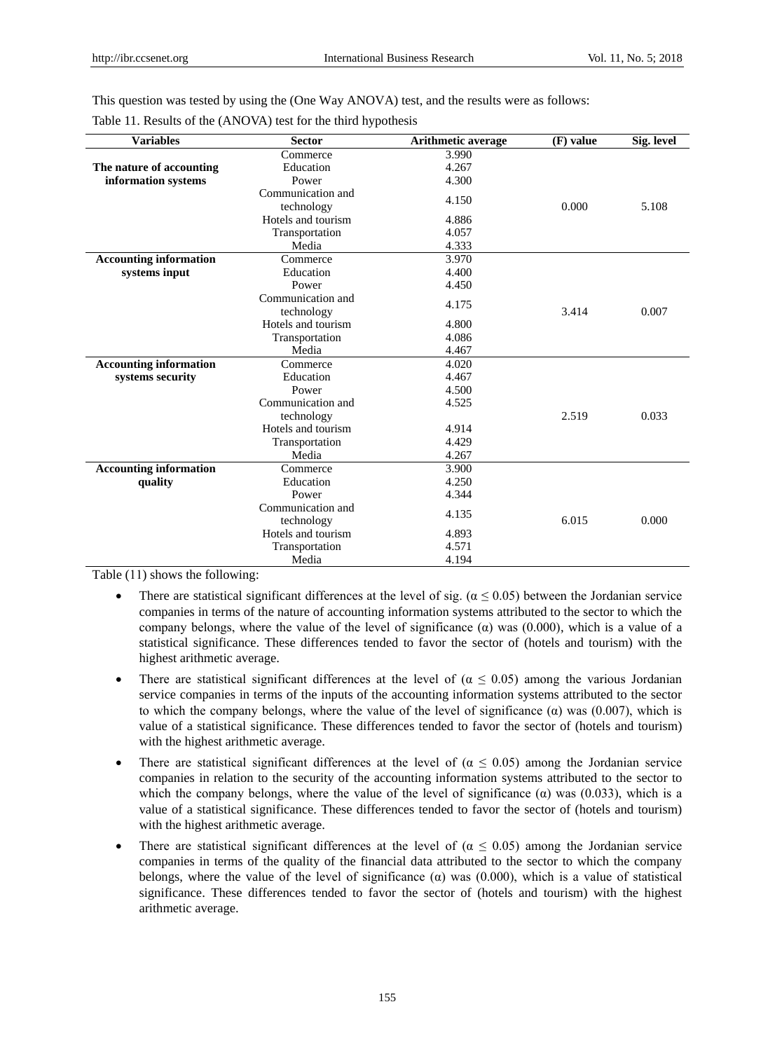This question was tested by using the (One Way ANOVA) test, and the results were as follows:

Table 11. Results of the (ANOVA) test for the third hypothesis

| Variables | Sector | Arithmetic average | (F) value | Sig. level |
|---|---|---|---|---|
| **The nature of accounting information systems** | Commerce | 3.990 | 0.000 | 5.108 |
| | Education | 4.267 | | |
| | Power | 4.300 | | |
| | Communication and technology | 4.150 | | |
| | Hotels and tourism | 4.886 | | |
| | Transportation | 4.057 | | |
| | Media | 4.333 | | |
| **Accounting information systems input** | Commerce | 3.970 | 3.414 | 0.007 |
| | Education | 4.400 | | |
| | Power | 4.450 | | |
| | Communication and technology | 4.175 | | |
| | Hotels and tourism | 4.800 | | |
| | Transportation | 4.086 | | |
| | Media | 4.467 | | |
| **Accounting information systems security** | Commerce | 4.020 | 2.519 | 0.033 |
| | Education | 4.467 | | |
| | Power | 4.500 | | |
| | Communication and technology | 4.525 | | |
| | Hotels and tourism | 4.914 | | |
| | Transportation | 4.429 | | |
| | Media | 4.267 | | |
| **Accounting information quality** | Commerce | 3.900 | 6.015 | 0.000 |
| | Education | 4.250 | | |
| | Power | 4.344 | | |
| | Communication and technology | 4.135 | | |
| | Hotels and tourism | 4.893 | | |
| | Transportation | 4.571 | | |
| | Media | 4.194 | | |

Table (11) shows the following:

- There are statistical significant differences at the level of sig. ($\alpha \leq 0.05$) between the Jordanian service companies in terms of the nature of accounting information systems attributed to the sector to which the company belongs, where the value of the level of significance ($\alpha$) was (0.000), which is a value of a statistical significance. These differences tended to favor the sector of (hotels and tourism) with the highest arithmetic average.
- There are statistical significant differences at the level of ($\alpha \leq 0.05$) among the various Jordanian service companies in terms of the inputs of the accounting information systems attributed to the sector to which the company belongs, where the value of the level of significance ($\alpha$) was (0.007), which is value of a statistical significance. These differences tended to favor the sector of (hotels and tourism) with the highest arithmetic average.
- There are statistical significant differences at the level of ($\alpha \leq 0.05$) among the Jordanian service companies in relation to the security of the accounting information systems attributed to the sector to which the company belongs, where the value of the level of significance ($\alpha$) was (0.033), which is a value of a statistical significance. These differences tended to favor the sector of (hotels and tourism) with the highest arithmetic average.
- There are statistical significant differences at the level of ($\alpha \leq 0.05$) among the Jordanian service companies in terms of the quality of the financial data attributed to the sector to which the company belongs, where the value of the level of significance ($\alpha$) was (0.000), which is a value of statistical significance. These differences tended to favor the sector of (hotels and tourism) with the highest arithmetic average.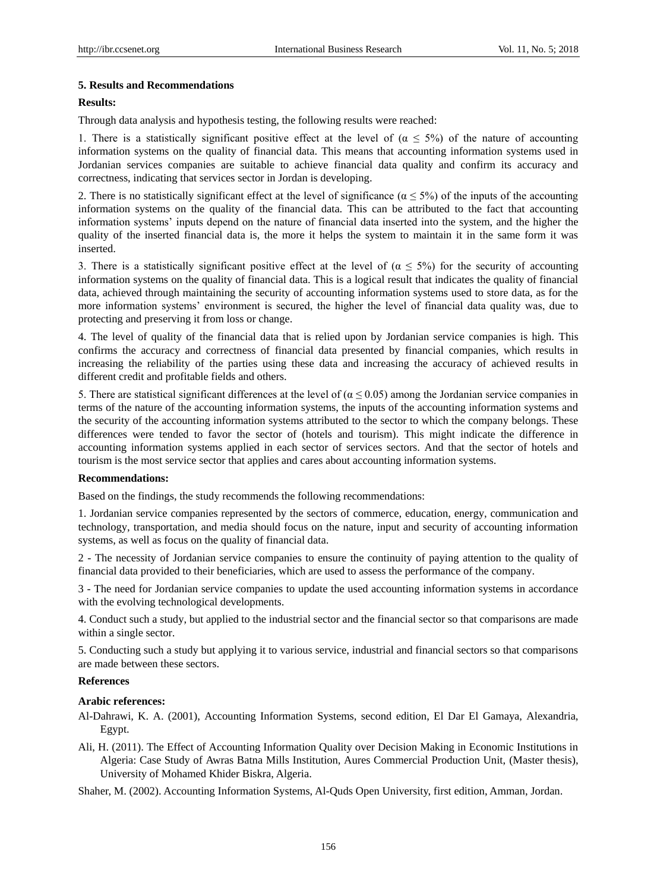## 5. Results and Recommendations

### Results:

Through data analysis and hypothesis testing, the following results were reached:

1. There is a statistically significant positive effect at the level of ($\alpha \leq 5\%$) of the nature of accounting information systems on the quality of financial data. This means that accounting information systems used in Jordanian services companies are suitable to achieve financial data quality and confirm its accuracy and correctness, indicating that services sector in Jordan is developing.

2. There is no statistically significant effect at the level of significance ($\alpha \leq 5\%$) of the inputs of the accounting information systems on the quality of the financial data. This can be attributed to the fact that accounting information systems' inputs depend on the nature of financial data inserted into the system, and the higher the quality of the inserted financial data is, the more it helps the system to maintain it in the same form it was inserted.

3. There is a statistically significant positive effect at the level of ($\alpha \leq 5\%$) for the security of accounting information systems on the quality of financial data. This is a logical result that indicates the quality of financial data, achieved through maintaining the security of accounting information systems used to store data, as for the more information systems' environment is secured, the higher the level of financial data quality was, due to protecting and preserving it from loss or change.

4. The level of quality of the financial data that is relied upon by Jordanian service companies is high. This confirms the accuracy and correctness of financial data presented by financial companies, which results in increasing the reliability of the parties using these data and increasing the accuracy of achieved results in different credit and profitable fields and others.

5. There are statistical significant differences at the level of ($\alpha \leq 0.05$) among the Jordanian service companies in terms of the nature of the accounting information systems, the inputs of the accounting information systems and the security of the accounting information systems attributed to the sector to which the company belongs. These differences were tended to favor the sector of (hotels and tourism). This might indicate the difference in accounting information systems applied in each sector of services sectors. And that the sector of hotels and tourism is the most service sector that applies and cares about accounting information systems.

### Recommendations:

Based on the findings, the study recommends the following recommendations:

1. Jordanian service companies represented by the sectors of commerce, education, energy, communication and technology, transportation, and media should focus on the nature, input and security of accounting information systems, as well as focus on the quality of financial data.

2 - The necessity of Jordanian service companies to ensure the continuity of paying attention to the quality of financial data provided to their beneficiaries, which are used to assess the performance of the company.

3 - The need for Jordanian service companies to update the used accounting information systems in accordance with the evolving technological developments.

4. Conduct such a study, but applied to the industrial sector and the financial sector so that comparisons are made within a single sector.

5. Conducting such a study but applying it to various service, industrial and financial sectors so that comparisons are made between these sectors.

## References

### Arabic references:

Al-Dahrawi, K. A. (2001), Accounting Information Systems, second edition, El Dar El Gamaya, Alexandria, Egypt.

Ali, H. (2011). The Effect of Accounting Information Quality over Decision Making in Economic Institutions in Algeria: Case Study of Awras Batna Mills Institution, Aures Commercial Production Unit, (Master thesis), University of Mohamed Khider Biskra, Algeria.

Shaher, M. (2002). Accounting Information Systems, Al-Quds Open University, first edition, Amman, Jordan.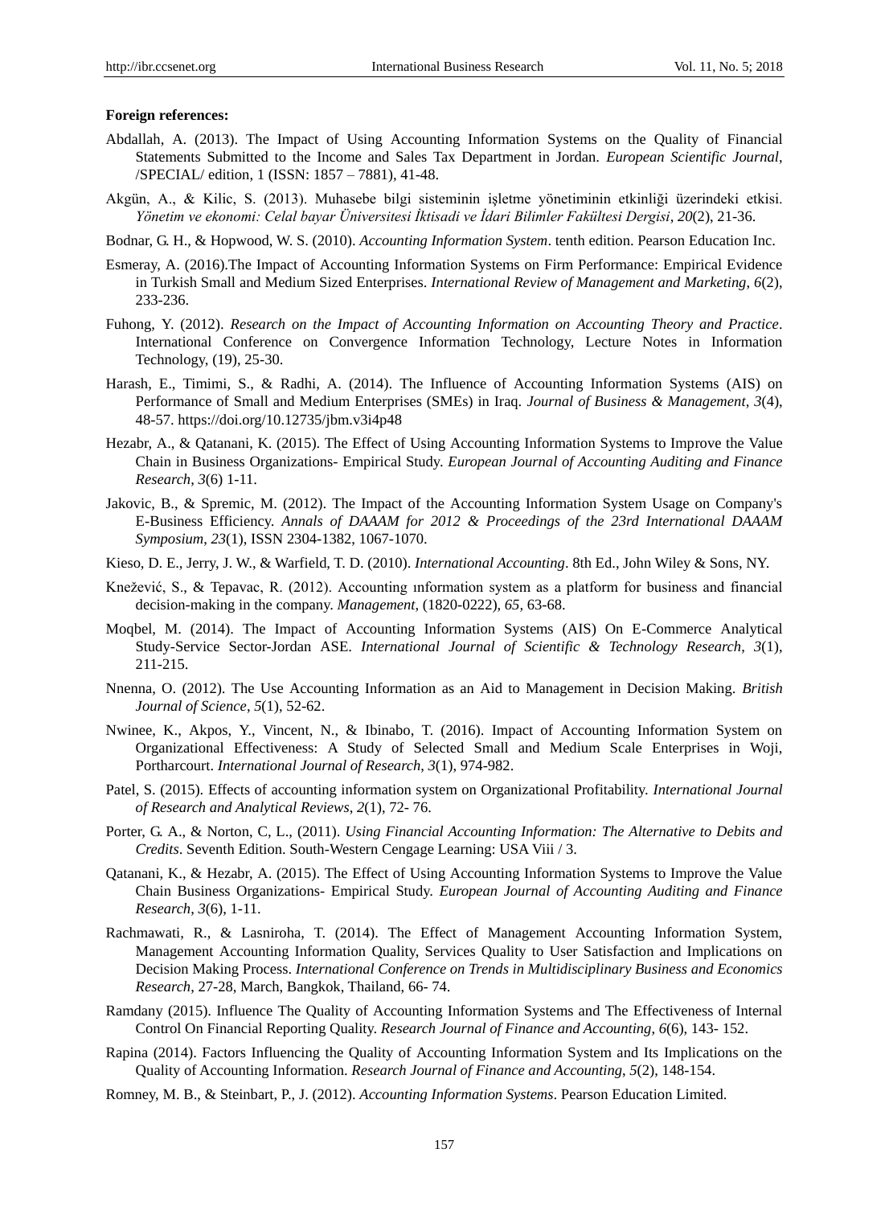**Foreign references:**

Abdallah, A. (2013). The Impact of Using Accounting Information Systems on the Quality of Financial Statements Submitted to the Income and Sales Tax Department in Jordan. *European Scientific Journal*, /SPECIAL/ edition, 1 (ISSN: 1857 – 7881), 41-48.

Akgün, A., & Kilic, S. (2013). Muhasebe bilgi sisteminin işletme yönetiminin etkinliği üzerindeki etkisi. *Yönetim ve ekonomi: Celal bayar Üniversitesi İktisadi ve İdari Bilimler Fakültesi Dergisi*, *20*(2), 21-36.

Bodnar, G. H., & Hopwood, W. S. (2010). *Accounting Information System*. tenth edition. Pearson Education Inc.

Esmeray, A. (2016).The Impact of Accounting Information Systems on Firm Performance: Empirical Evidence in Turkish Small and Medium Sized Enterprises. *International Review of Management and Marketing*, *6*(2), 233-236.

Fuhong, Y. (2012). *Research on the Impact of Accounting Information on Accounting Theory and Practice*. International Conference on Convergence Information Technology, Lecture Notes in Information Technology, (19), 25-30.

Harash, E., Timimi, S., & Radhi, A. (2014). The Influence of Accounting Information Systems (AIS) on Performance of Small and Medium Enterprises (SMEs) in Iraq. *Journal of Business & Management*, *3*(4), 48-57. https://doi.org/10.12735/jbm.v3i4p48

Hezabr, A., & Qatanani, K. (2015). The Effect of Using Accounting Information Systems to Improve the Value Chain in Business Organizations- Empirical Study. *European Journal of Accounting Auditing and Finance Research*, *3*(6) 1-11.

Jakovic, B., & Spremic, M. (2012). The Impact of the Accounting Information System Usage on Company's E-Business Efficiency. *Annals of DAAAM for 2012 & Proceedings of the 23rd International DAAAM Symposium*, *23*(1), ISSN 2304-1382, 1067-1070.

Kieso, D. E., Jerry, J. W., & Warfield, T. D. (2010). *International Accounting*. 8th Ed., John Wiley & Sons, NY.

Knežević, S., & Tepavac, R. (2012). Accounting ınformation system as a platform for business and financial decision-making in the company. *Management*, (1820-0222), *65*, 63-68.

Moqbel, M. (2014). The Impact of Accounting Information Systems (AIS) On E-Commerce Analytical Study-Service Sector-Jordan ASE. *International Journal of Scientific & Technology Research*, *3*(1), 211-215.

Nnenna, O. (2012). The Use Accounting Information as an Aid to Management in Decision Making. *British Journal of Science*, *5*(1), 52-62.

Nwinee, K., Akpos, Y., Vincent, N., & Ibinabo, T. (2016). Impact of Accounting Information System on Organizational Effectiveness: A Study of Selected Small and Medium Scale Enterprises in Woji, Portharcourt. *International Journal of Research*, *3*(1), 974-982.

Patel, S. (2015). Effects of accounting information system on Organizational Profitability. *International Journal of Research and Analytical Reviews*, *2*(1), 72- 76.

Porter, G. A., & Norton, C, L., (2011). *Using Financial Accounting Information: The Alternative to Debits and Credits*. Seventh Edition. South-Western Cengage Learning: USA Viii / 3.

Qatanani, K., & Hezabr, A. (2015). The Effect of Using Accounting Information Systems to Improve the Value Chain Business Organizations- Empirical Study. *European Journal of Accounting Auditing and Finance Research*, *3*(6), 1-11.

Rachmawati, R., & Lasniroha, T. (2014). The Effect of Management Accounting Information System, Management Accounting Information Quality, Services Quality to User Satisfaction and Implications on Decision Making Process. *International Conference on Trends in Multidisciplinary Business and Economics Research*, 27-28, March, Bangkok, Thailand, 66- 74.

Ramdany (2015). Influence The Quality of Accounting Information Systems and The Effectiveness of Internal Control On Financial Reporting Quality. *Research Journal of Finance and Accounting*, *6*(6), 143- 152.

Rapina (2014). Factors Influencing the Quality of Accounting Information System and Its Implications on the Quality of Accounting Information. *Research Journal of Finance and Accounting*, *5*(2), 148-154.

Romney, M. B., & Steinbart, P., J. (2012). *Accounting Information Systems*. Pearson Education Limited.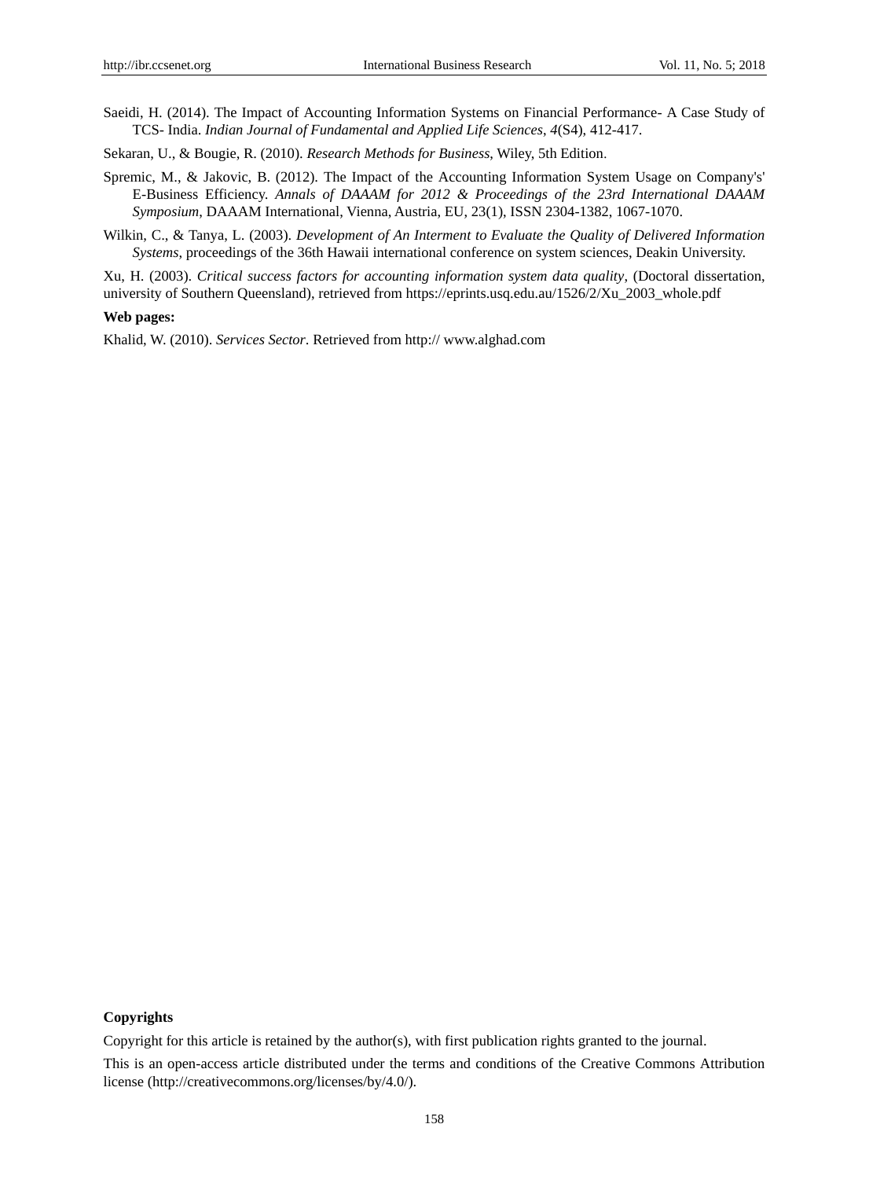Saeidi, H. (2014). The Impact of Accounting Information Systems on Financial Performance- A Case Study of TCS- India. *Indian Journal of Fundamental and Applied Life Sciences*, *4*(S4), 412-417.

Sekaran, U., & Bougie, R. (2010). *Research Methods for Business*, Wiley, 5th Edition.

Spremic, M., & Jakovic, B. (2012). The Impact of the Accounting Information System Usage on Company's' E-Business Efficiency. *Annals of DAAAM for 2012 & Proceedings of the 23rd International DAAAM Symposium*, DAAAM International, Vienna, Austria, EU, 23(1), ISSN 2304-1382, 1067-1070.

Wilkin, C., & Tanya, L. (2003). *Development of An Interment to Evaluate the Quality of Delivered Information Systems*, proceedings of the 36th Hawaii international conference on system sciences, Deakin University.

Xu, H. (2003). *Critical success factors for accounting information system data quality*, (Doctoral dissertation, university of Southern Queensland), retrieved from https://eprints.usq.edu.au/1526/2/Xu_2003_whole.pdf

**Web pages:**

Khalid, W. (2010). *Services Sector*. Retrieved from http:// www.alghad.com

**Copyrights**

Copyright for this article is retained by the author(s), with first publication rights granted to the journal.

This is an open-access article distributed under the terms and conditions of the Creative Commons Attribution license (http://creativecommons.org/licenses/by/4.0/).